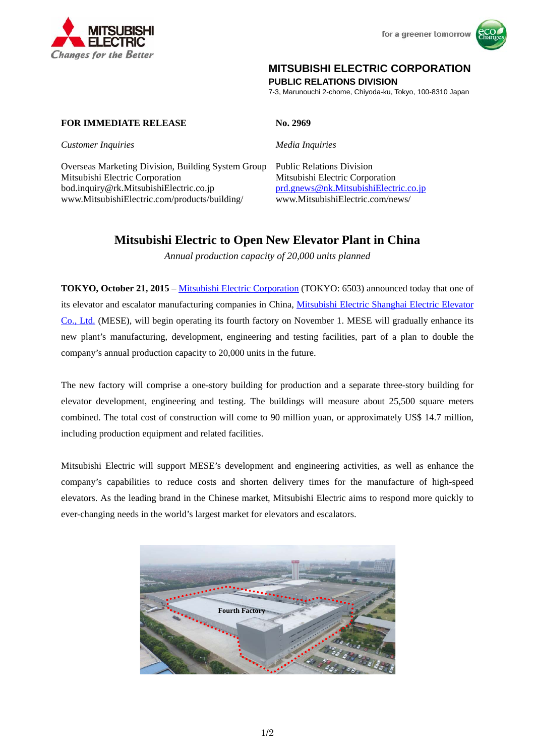MITSUBISHI ELECTRIC
*Changes for the Better*

for a greener tomorrow

**MITSUBISHI ELECTRIC CORPORATION**
**PUBLIC RELATIONS DIVISION**
7-3, Marunouchi 2-chome, Chiyoda-ku, Tokyo, 100-8310 Japan

**FOR IMMEDIATE RELEASE**

**No. 2969**

*Customer Inquiries*

Overseas Marketing Division, Building System Group
Mitsubishi Electric Corporation
bod.inquiry@rk.MitsubishiElectric.co.jp
www.MitsubishiElectric.com/products/building/

*Media Inquiries*

Public Relations Division
Mitsubishi Electric Corporation
prd.gnews@nk.MitsubishiElectric.co.jp
www.MitsubishiElectric.com/news/

# Mitsubishi Electric to Open New Elevator Plant in China

*Annual production capacity of 20,000 units planned*

**TOKYO, October 21, 2015** – Mitsubishi Electric Corporation (TOKYO: 6503) announced today that one of its elevator and escalator manufacturing companies in China, Mitsubishi Electric Shanghai Electric Elevator Co., Ltd. (MESE), will begin operating its fourth factory on November 1. MESE will gradually enhance its new plant's manufacturing, development, engineering and testing facilities, part of a plan to double the company's annual production capacity to 20,000 units in the future.

The new factory will comprise a one-story building for production and a separate three-story building for elevator development, engineering and testing. The buildings will measure about 25,500 square meters combined. The total cost of construction will come to 90 million yuan, or approximately US$ 14.7 million, including production equipment and related facilities.

Mitsubishi Electric will support MESE's development and engineering activities, as well as enhance the company's capabilities to reduce costs and shorten delivery times for the manufacture of high-speed elevators. As the leading brand in the Chinese market, Mitsubishi Electric aims to respond more quickly to ever-changing needs in the world's largest market for elevators and escalators.

Fourth Factory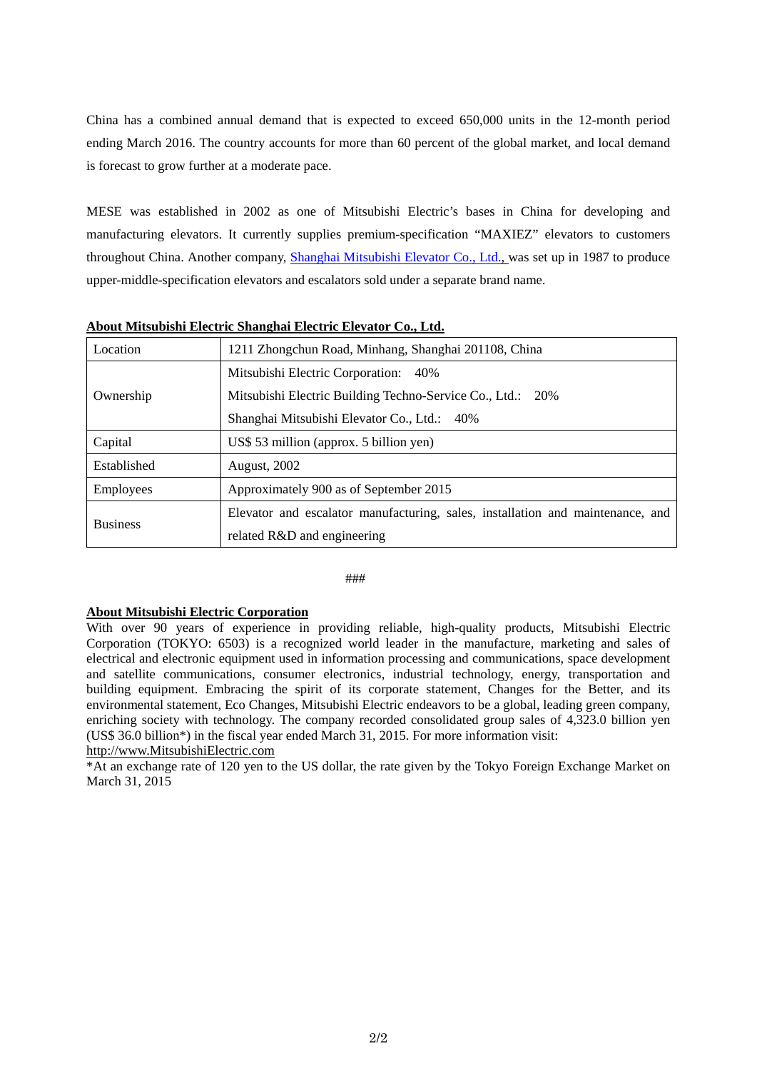China has a combined annual demand that is expected to exceed 650,000 units in the 12-month period ending March 2016. The country accounts for more than 60 percent of the global market, and local demand is forecast to grow further at a moderate pace.

MESE was established in 2002 as one of Mitsubishi Electric's bases in China for developing and manufacturing elevators. It currently supplies premium-specification "MAXIEZ" elevators to customers throughout China. Another company, Shanghai Mitsubishi Elevator Co., Ltd., was set up in 1987 to produce upper-middle-specification elevators and escalators sold under a separate brand name.

**About Mitsubishi Electric Shanghai Electric Elevator Co., Ltd.**

| | |
|---|---|
| Location | 1211 Zhongchun Road, Minhang, Shanghai 201108, China |
| Ownership | Mitsubishi Electric Corporation: 40%<br>Mitsubishi Electric Building Techno-Service Co., Ltd.: 20%<br>Shanghai Mitsubishi Elevator Co., Ltd.: 40% |
| Capital | US$ 53 million (approx. 5 billion yen) |
| Established | August, 2002 |
| Employees | Approximately 900 as of September 2015 |
| Business | Elevator and escalator manufacturing, sales, installation and maintenance, and related R&D and engineering |

###

**About Mitsubishi Electric Corporation**

With over 90 years of experience in providing reliable, high-quality products, Mitsubishi Electric Corporation (TOKYO: 6503) is a recognized world leader in the manufacture, marketing and sales of electrical and electronic equipment used in information processing and communications, space development and satellite communications, consumer electronics, industrial technology, energy, transportation and building equipment. Embracing the spirit of its corporate statement, Changes for the Better, and its environmental statement, Eco Changes, Mitsubishi Electric endeavors to be a global, leading green company, enriching society with technology. The company recorded consolidated group sales of 4,323.0 billion yen (US$ 36.0 billion*) in the fiscal year ended March 31, 2015. For more information visit:
http://www.MitsubishiElectric.com

*At an exchange rate of 120 yen to the US dollar, the rate given by the Tokyo Foreign Exchange Market on March 31, 2015